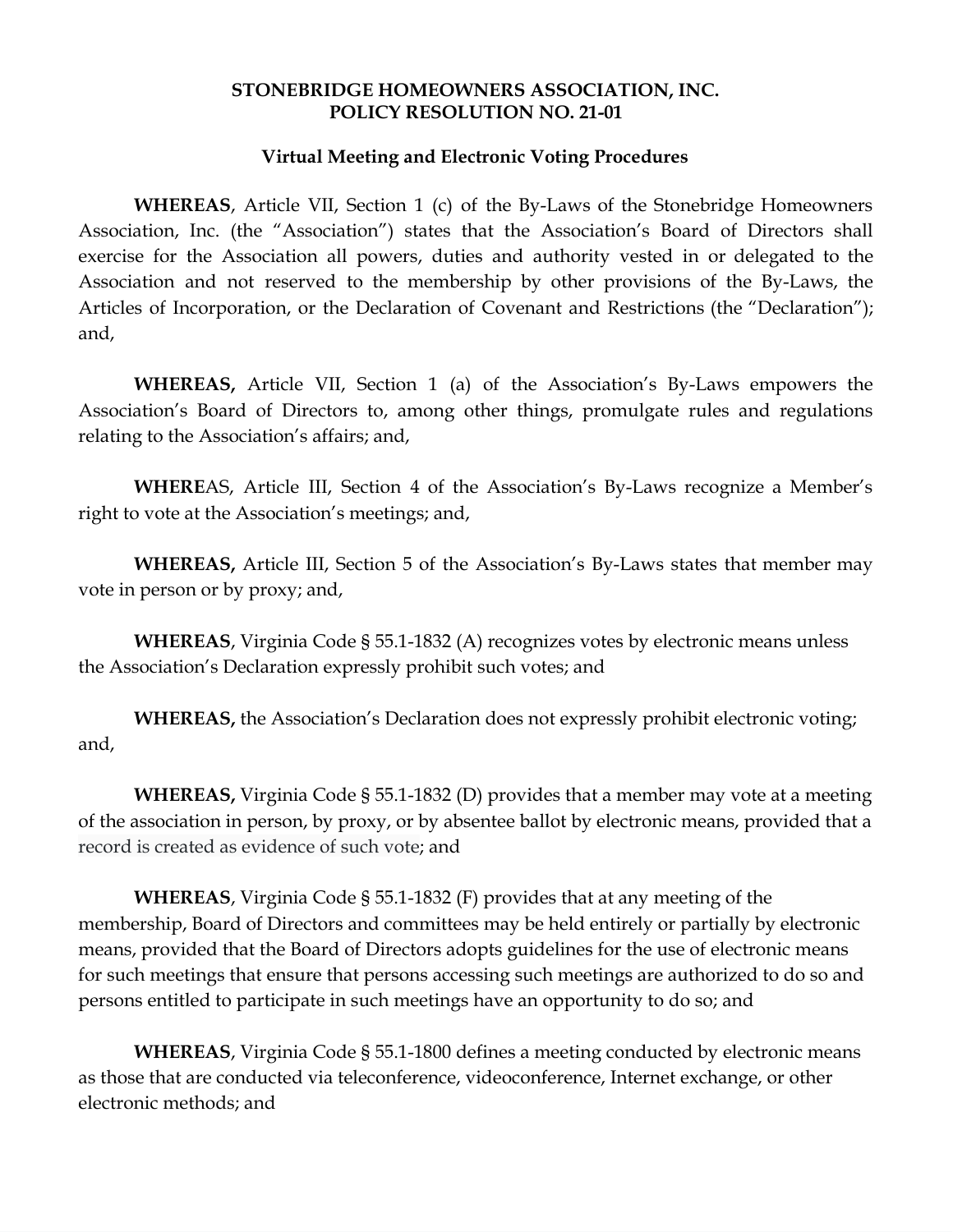**STONEBRIDGE HOMEOWNERS ASSOCIATION, INC.**
**POLICY RESOLUTION NO. 21-01**

**Virtual Meeting and Electronic Voting Procedures**

**WHEREAS**, Article VII, Section 1 (c) of the By-Laws of the Stonebridge Homeowners Association, Inc. (the "Association") states that the Association's Board of Directors shall exercise for the Association all powers, duties and authority vested in or delegated to the Association and not reserved to the membership by other provisions of the By-Laws, the Articles of Incorporation, or the Declaration of Covenant and Restrictions (the "Declaration"); and,

**WHEREAS,** Article VII, Section 1 (a) of the Association's By-Laws empowers the Association's Board of Directors to, among other things, promulgate rules and regulations relating to the Association's affairs; and,

**WHERE**AS, Article III, Section 4 of the Association's By-Laws recognize a Member's right to vote at the Association's meetings; and,

**WHEREAS,** Article III, Section 5 of the Association's By-Laws states that member may vote in person or by proxy; and,

**WHEREAS**, Virginia Code § 55.1-1832 (A) recognizes votes by electronic means unless the Association's Declaration expressly prohibit such votes; and

**WHEREAS,** the Association's Declaration does not expressly prohibit electronic voting; and,

**WHEREAS,** Virginia Code § 55.1-1832 (D) provides that a member may vote at a meeting of the association in person, by proxy, or by absentee ballot by electronic means, provided that a record is created as evidence of such vote; and

**WHEREAS**, Virginia Code § 55.1-1832 (F) provides that at any meeting of the membership, Board of Directors and committees may be held entirely or partially by electronic means, provided that the Board of Directors adopts guidelines for the use of electronic means for such meetings that ensure that persons accessing such meetings are authorized to do so and persons entitled to participate in such meetings have an opportunity to do so; and

**WHEREAS**, Virginia Code § 55.1-1800 defines a meeting conducted by electronic means as those that are conducted via teleconference, videoconference, Internet exchange, or other electronic methods; and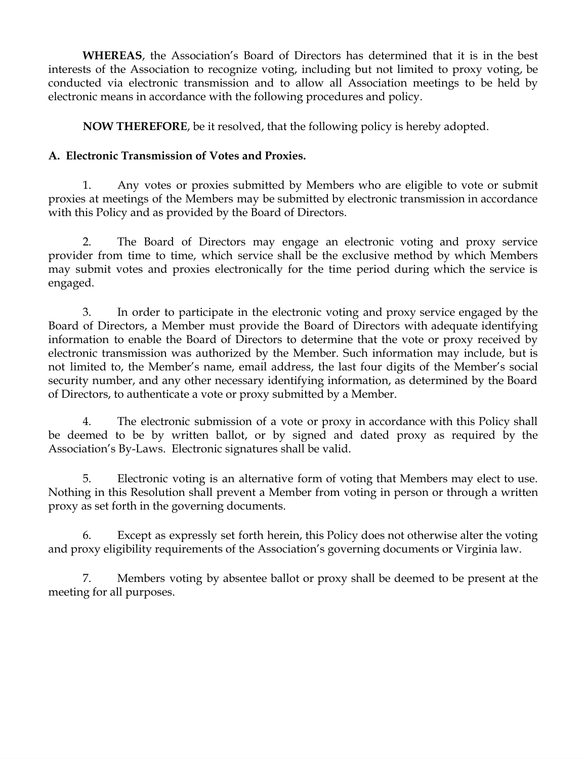**WHEREAS**, the Association's Board of Directors has determined that it is in the best interests of the Association to recognize voting, including but not limited to proxy voting, be conducted via electronic transmission and to allow all Association meetings to be held by electronic means in accordance with the following procedures and policy.

**NOW THEREFORE**, be it resolved, that the following policy is hereby adopted.

**A. Electronic Transmission of Votes and Proxies.**

1. Any votes or proxies submitted by Members who are eligible to vote or submit proxies at meetings of the Members may be submitted by electronic transmission in accordance with this Policy and as provided by the Board of Directors.

2. The Board of Directors may engage an electronic voting and proxy service provider from time to time, which service shall be the exclusive method by which Members may submit votes and proxies electronically for the time period during which the service is engaged.

3. In order to participate in the electronic voting and proxy service engaged by the Board of Directors, a Member must provide the Board of Directors with adequate identifying information to enable the Board of Directors to determine that the vote or proxy received by electronic transmission was authorized by the Member. Such information may include, but is not limited to, the Member's name, email address, the last four digits of the Member's social security number, and any other necessary identifying information, as determined by the Board of Directors, to authenticate a vote or proxy submitted by a Member.

4. The electronic submission of a vote or proxy in accordance with this Policy shall be deemed to be by written ballot, or by signed and dated proxy as required by the Association's By-Laws. Electronic signatures shall be valid.

5. Electronic voting is an alternative form of voting that Members may elect to use. Nothing in this Resolution shall prevent a Member from voting in person or through a written proxy as set forth in the governing documents.

6. Except as expressly set forth herein, this Policy does not otherwise alter the voting and proxy eligibility requirements of the Association's governing documents or Virginia law.

7. Members voting by absentee ballot or proxy shall be deemed to be present at the meeting for all purposes.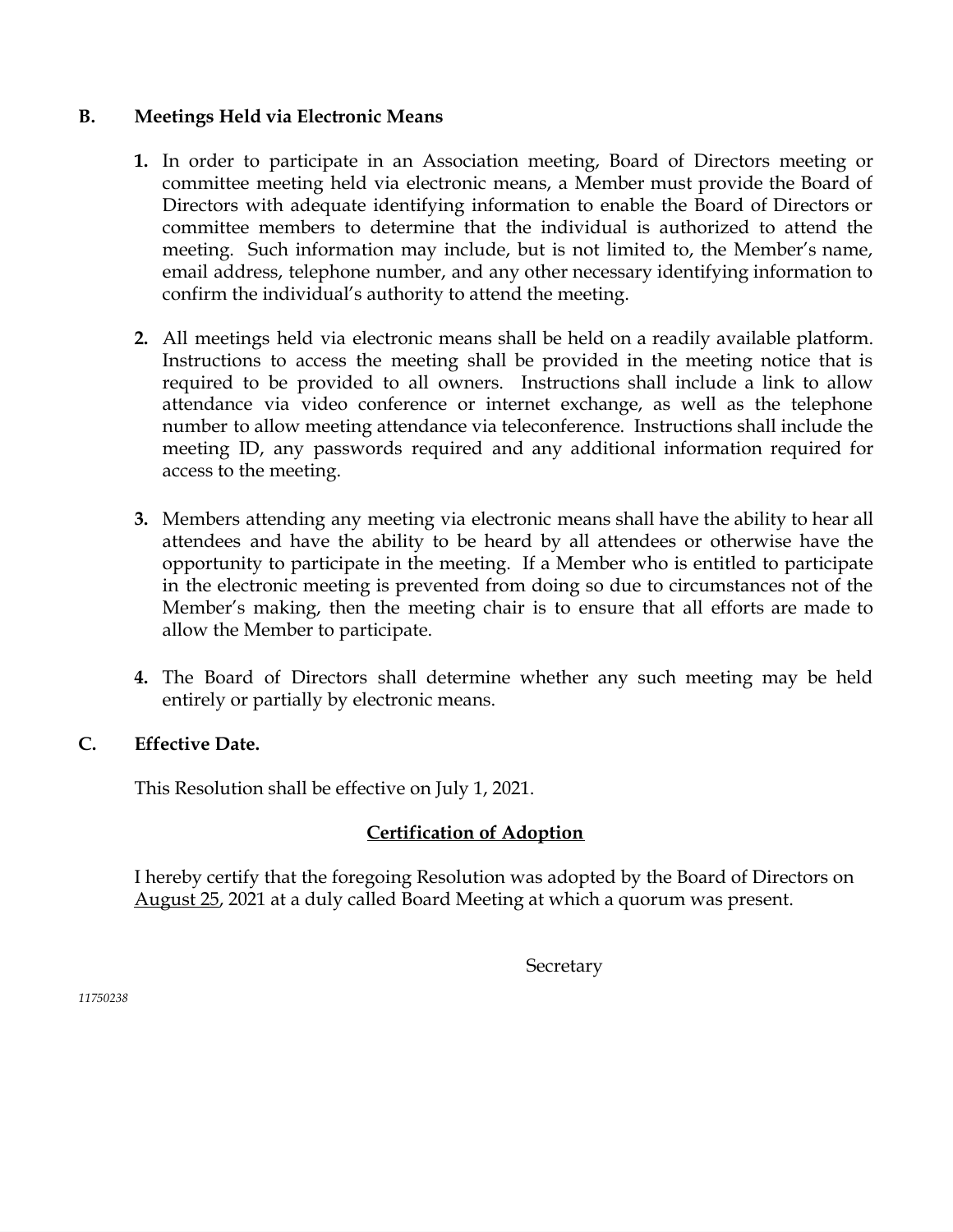## B. Meetings Held via Electronic Means

1. In order to participate in an Association meeting, Board of Directors meeting or committee meeting held via electronic means, a Member must provide the Board of Directors with adequate identifying information to enable the Board of Directors or committee members to determine that the individual is authorized to attend the meeting. Such information may include, but is not limited to, the Member's name, email address, telephone number, and any other necessary identifying information to confirm the individual's authority to attend the meeting.

2. All meetings held via electronic means shall be held on a readily available platform. Instructions to access the meeting shall be provided in the meeting notice that is required to be provided to all owners. Instructions shall include a link to allow attendance via video conference or internet exchange, as well as the telephone number to allow meeting attendance via teleconference. Instructions shall include the meeting ID, any passwords required and any additional information required for access to the meeting.

3. Members attending any meeting via electronic means shall have the ability to hear all attendees and have the ability to be heard by all attendees or otherwise have the opportunity to participate in the meeting. If a Member who is entitled to participate in the electronic meeting is prevented from doing so due to circumstances not of the Member's making, then the meeting chair is to ensure that all efforts are made to allow the Member to participate.

4. The Board of Directors shall determine whether any such meeting may be held entirely or partially by electronic means.

## C. Effective Date.

This Resolution shall be effective on July 1, 2021.

**Certification of Adoption**

I hereby certify that the foregoing Resolution was adopted by the Board of Directors on August 25, 2021 at a duly called Board Meeting at which a quorum was present.

Secretary

*11750238*